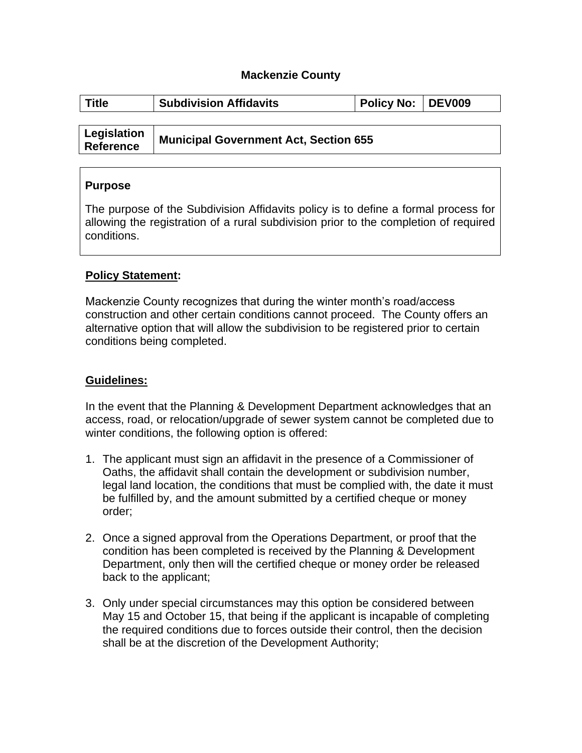# Mackenzie County

| Title | Subdivision Affidavits | Policy No: | DEV009 |
|---|---|---|---|

| Legislation Reference | Municipal Government Act, Section 655 |
|---|---|

## Purpose

The purpose of the Subdivision Affidavits policy is to define a formal process for allowing the registration of a rural subdivision prior to the completion of required conditions.

## Policy Statement:

Mackenzie County recognizes that during the winter month's road/access construction and other certain conditions cannot proceed. The County offers an alternative option that will allow the subdivision to be registered prior to certain conditions being completed.

## Guidelines:

In the event that the Planning & Development Department acknowledges that an access, road, or relocation/upgrade of sewer system cannot be completed due to winter conditions, the following option is offered:

1. The applicant must sign an affidavit in the presence of a Commissioner of Oaths, the affidavit shall contain the development or subdivision number, legal land location, the conditions that must be complied with, the date it must be fulfilled by, and the amount submitted by a certified cheque or money order;

2. Once a signed approval from the Operations Department, or proof that the condition has been completed is received by the Planning & Development Department, only then will the certified cheque or money order be released back to the applicant;

3. Only under special circumstances may this option be considered between May 15 and October 15, that being if the applicant is incapable of completing the required conditions due to forces outside their control, then the decision shall be at the discretion of the Development Authority;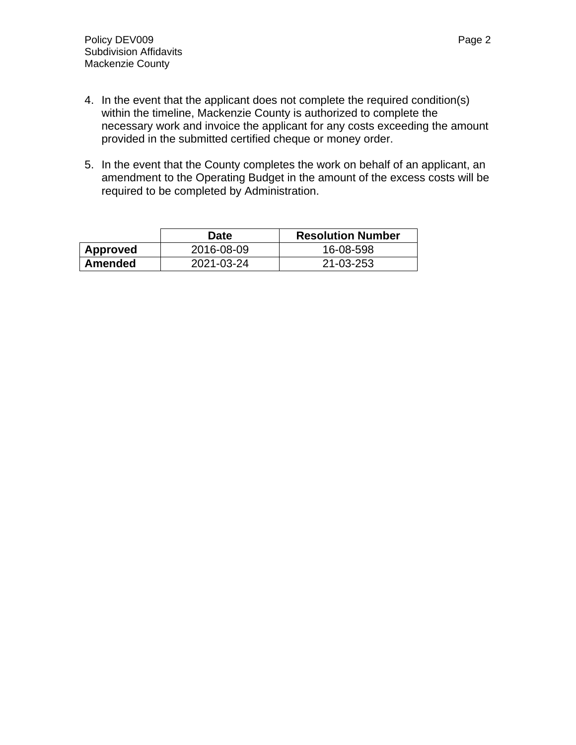4. In the event that the applicant does not complete the required condition(s) within the timeline, Mackenzie County is authorized to complete the necessary work and invoice the applicant for any costs exceeding the amount provided in the submitted certified cheque or money order.

5. In the event that the County completes the work on behalf of an applicant, an amendment to the Operating Budget in the amount of the excess costs will be required to be completed by Administration.

| | Date | Resolution Number |
|---|---|---|
| **Approved** | 2016-08-09 | 16-08-598 |
| **Amended** | 2021-03-24 | 21-03-253 |